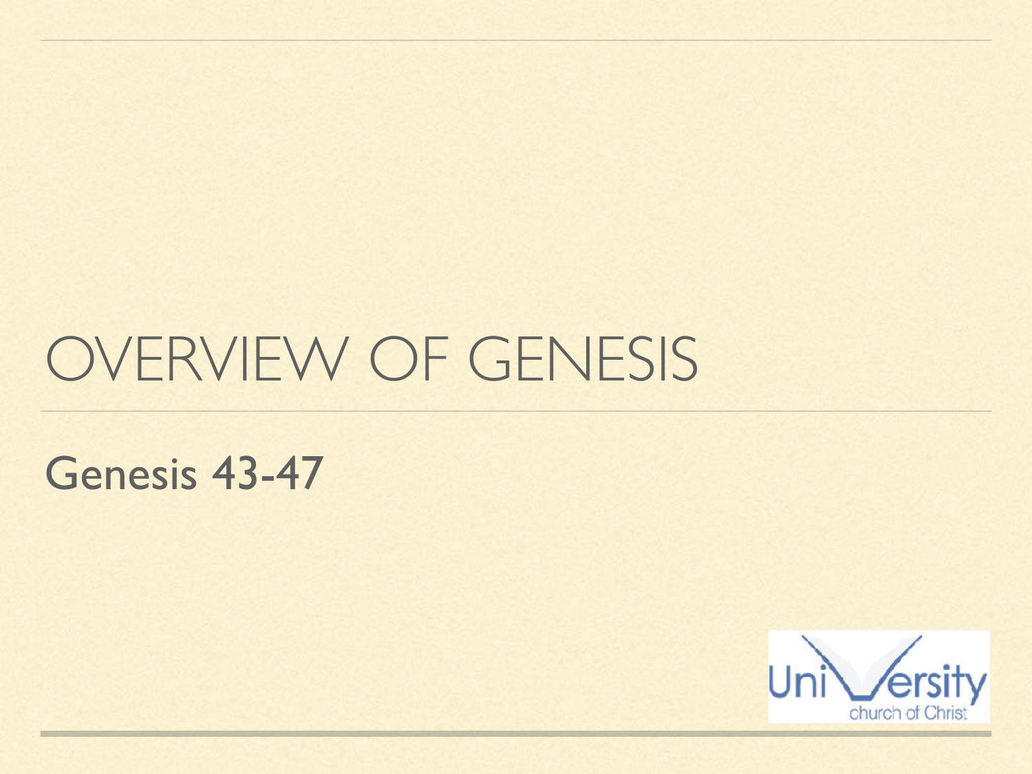# OVERVIEW OF GENESIS

## Genesis 43-47

University church of Christ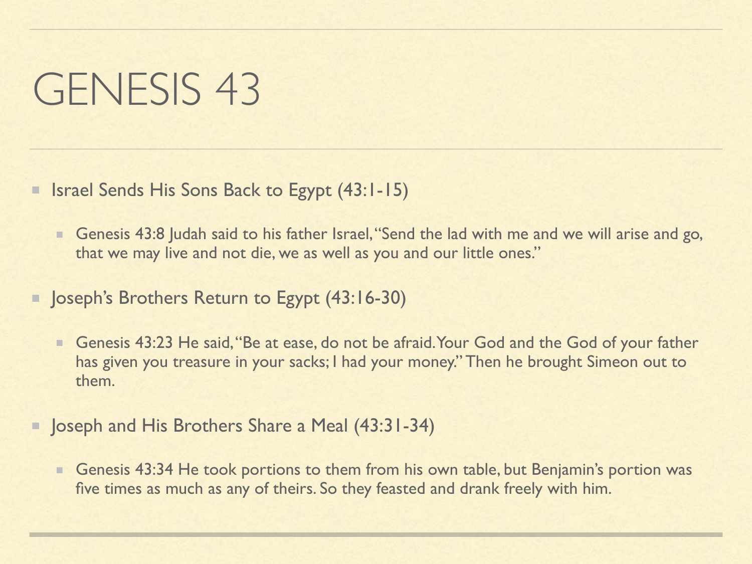# GENESIS 43

- Israel Sends His Sons Back to Egypt (43:1-15)
  - Genesis 43:8 Judah said to his father Israel, "Send the lad with me and we will arise and go, that we may live and not die, we as well as you and our little ones."
- Joseph's Brothers Return to Egypt (43:16-30)
  - Genesis 43:23 He said, "Be at ease, do not be afraid. Your God and the God of your father has given you treasure in your sacks; I had your money." Then he brought Simeon out to them.
- Joseph and His Brothers Share a Meal (43:31-34)
  - Genesis 43:34 He took portions to them from his own table, but Benjamin's portion was five times as much as any of theirs. So they feasted and drank freely with him.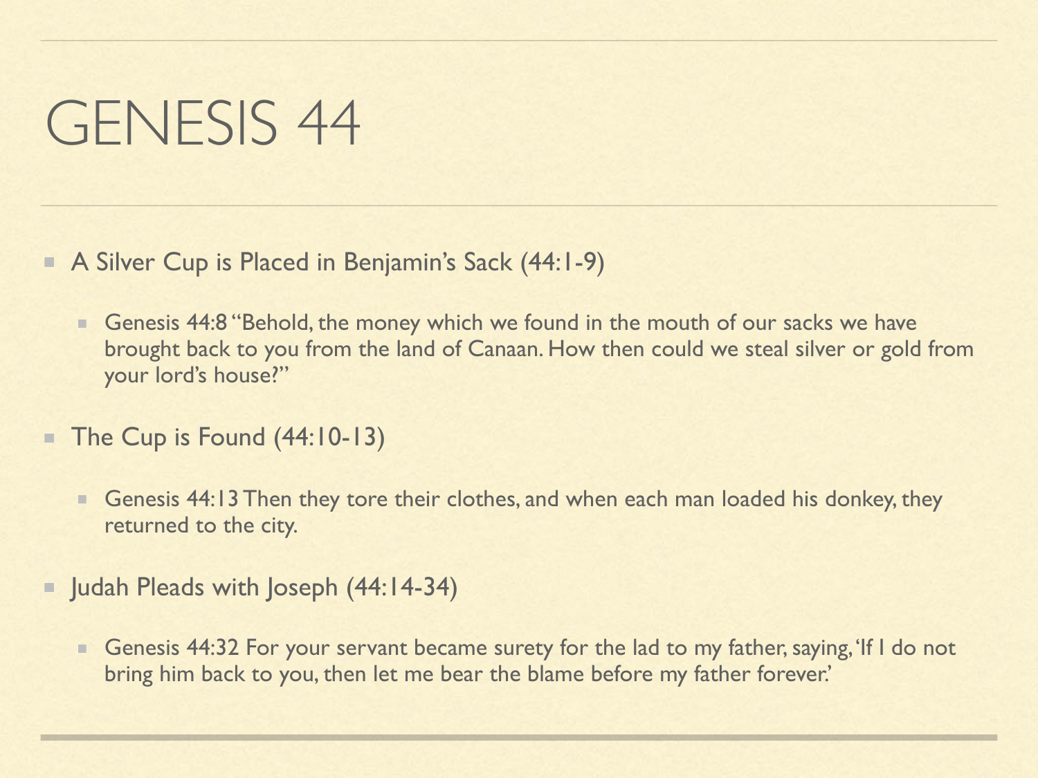# GENESIS 44

- A Silver Cup is Placed in Benjamin's Sack (44:1-9)
  - Genesis 44:8 "Behold, the money which we found in the mouth of our sacks we have brought back to you from the land of Canaan. How then could we steal silver or gold from your lord's house?"
- The Cup is Found (44:10-13)
  - Genesis 44:13 Then they tore their clothes, and when each man loaded his donkey, they returned to the city.
- Judah Pleads with Joseph (44:14-34)
  - Genesis 44:32 For your servant became surety for the lad to my father, saying, 'If I do not bring him back to you, then let me bear the blame before my father forever.'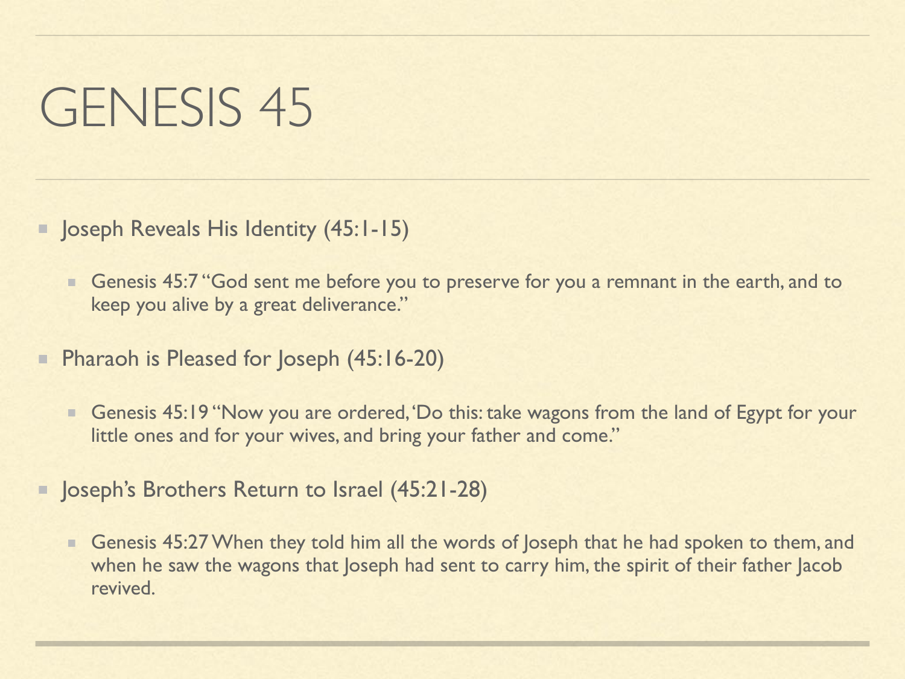# GENESIS 45

- Joseph Reveals His Identity (45:1-15)
  - Genesis 45:7 "God sent me before you to preserve for you a remnant in the earth, and to keep you alive by a great deliverance."
- Pharaoh is Pleased for Joseph (45:16-20)
  - Genesis 45:19 "Now you are ordered, 'Do this: take wagons from the land of Egypt for your little ones and for your wives, and bring your father and come."
- Joseph's Brothers Return to Israel (45:21-28)
  - Genesis 45:27 When they told him all the words of Joseph that he had spoken to them, and when he saw the wagons that Joseph had sent to carry him, the spirit of their father Jacob revived.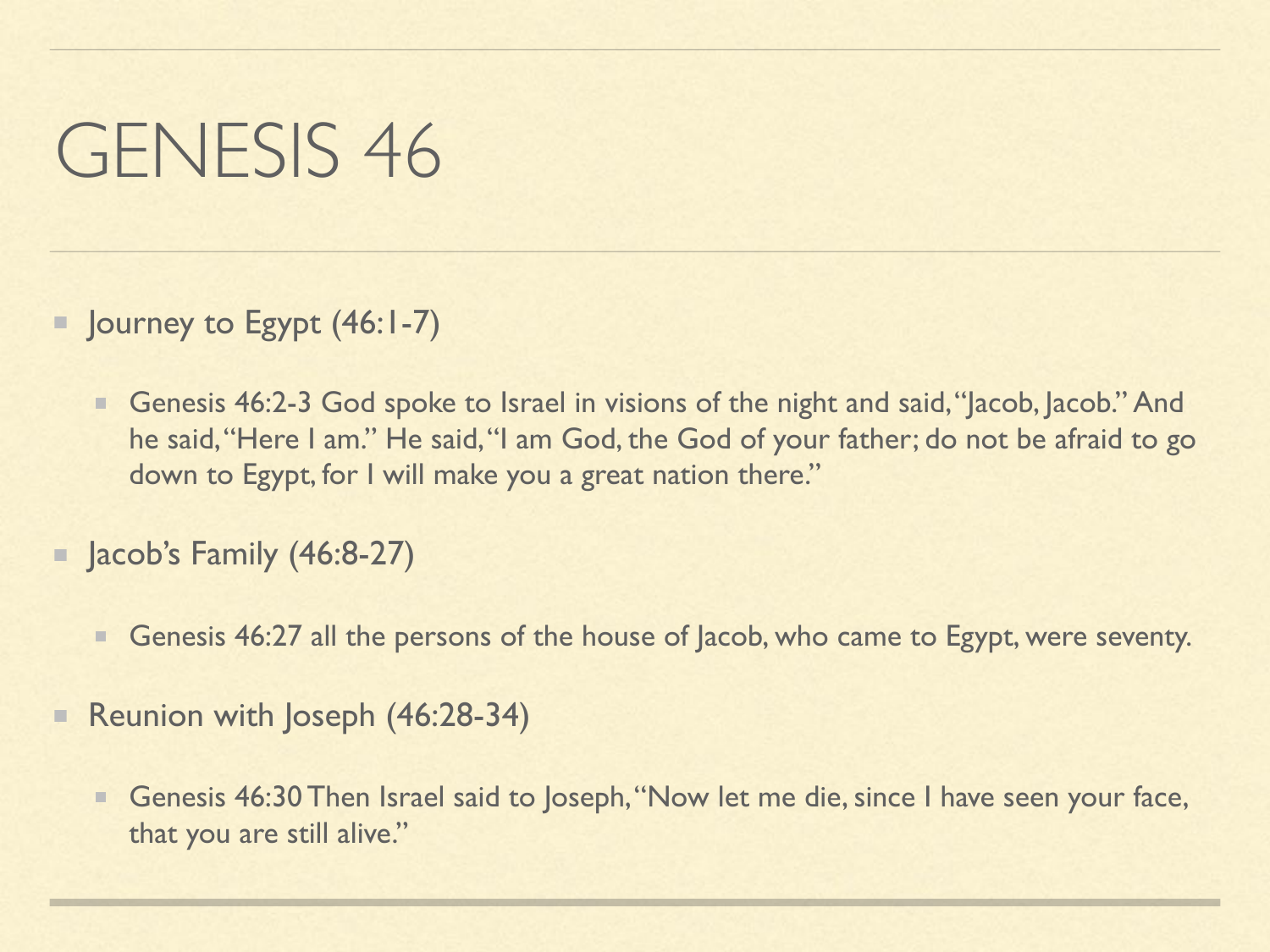# GENESIS 46

- Journey to Egypt (46:1-7)
  - Genesis 46:2-3 God spoke to Israel in visions of the night and said, "Jacob, Jacob." And he said, "Here I am." He said, "I am God, the God of your father; do not be afraid to go down to Egypt, for I will make you a great nation there."
- Jacob's Family (46:8-27)
  - Genesis 46:27 all the persons of the house of Jacob, who came to Egypt, were seventy.
- Reunion with Joseph (46:28-34)
  - Genesis 46:30 Then Israel said to Joseph, "Now let me die, since I have seen your face, that you are still alive."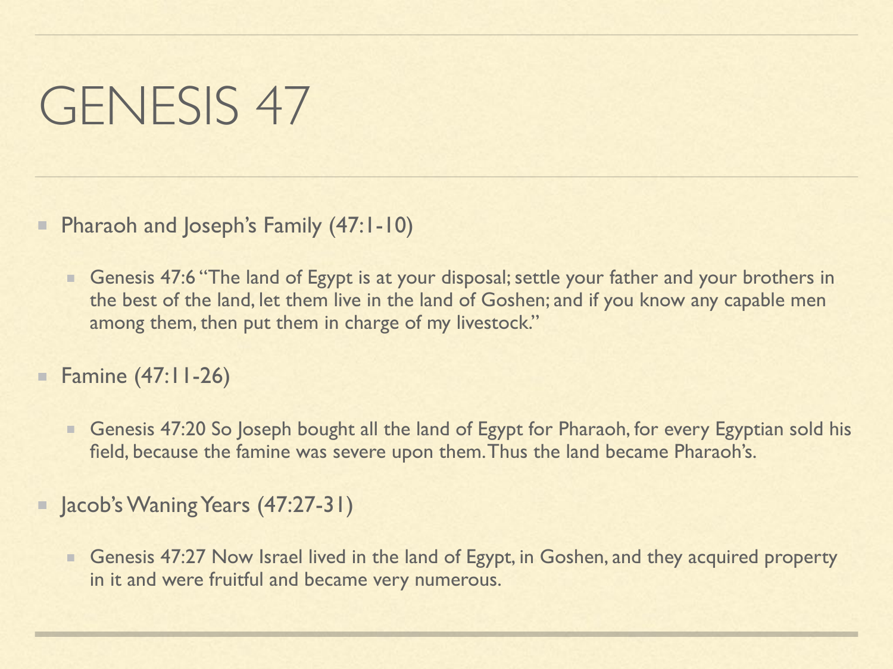# GENESIS 47

- Pharaoh and Joseph's Family (47:1-10)
  - Genesis 47:6 "The land of Egypt is at your disposal; settle your father and your brothers in the best of the land, let them live in the land of Goshen; and if you know any capable men among them, then put them in charge of my livestock."
- Famine (47:11-26)
  - Genesis 47:20 So Joseph bought all the land of Egypt for Pharaoh, for every Egyptian sold his field, because the famine was severe upon them. Thus the land became Pharaoh's.
- Jacob's Waning Years (47:27-31)
  - Genesis 47:27 Now Israel lived in the land of Egypt, in Goshen, and they acquired property in it and were fruitful and became very numerous.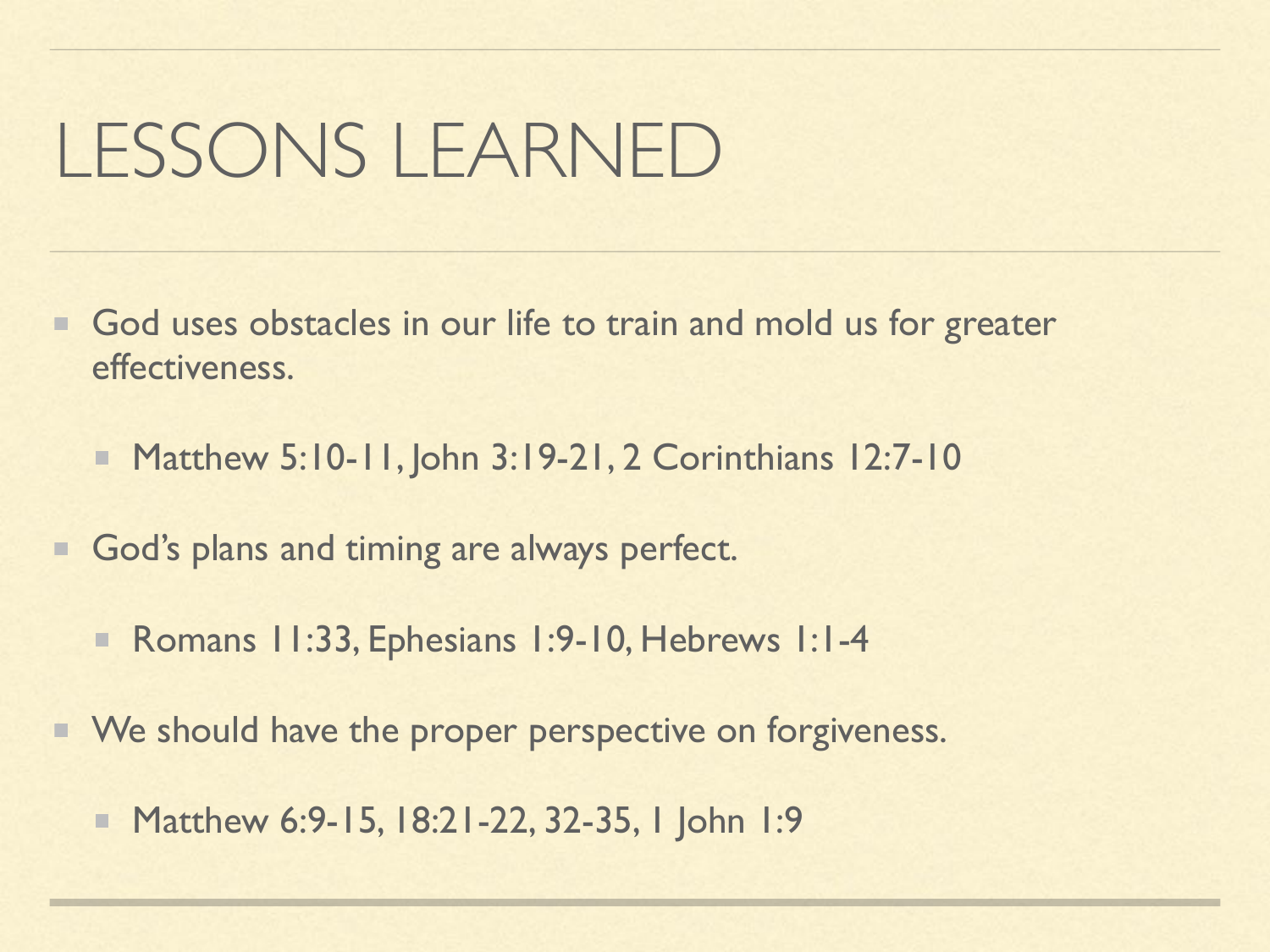# LESSONS LEARNED

- God uses obstacles in our life to train and mold us for greater effectiveness.
  - Matthew 5:10-11, John 3:19-21, 2 Corinthians 12:7-10
- God's plans and timing are always perfect.
  - Romans 11:33, Ephesians 1:9-10, Hebrews 1:1-4
- We should have the proper perspective on forgiveness.
  - Matthew 6:9-15, 18:21-22, 32-35, 1 John 1:9